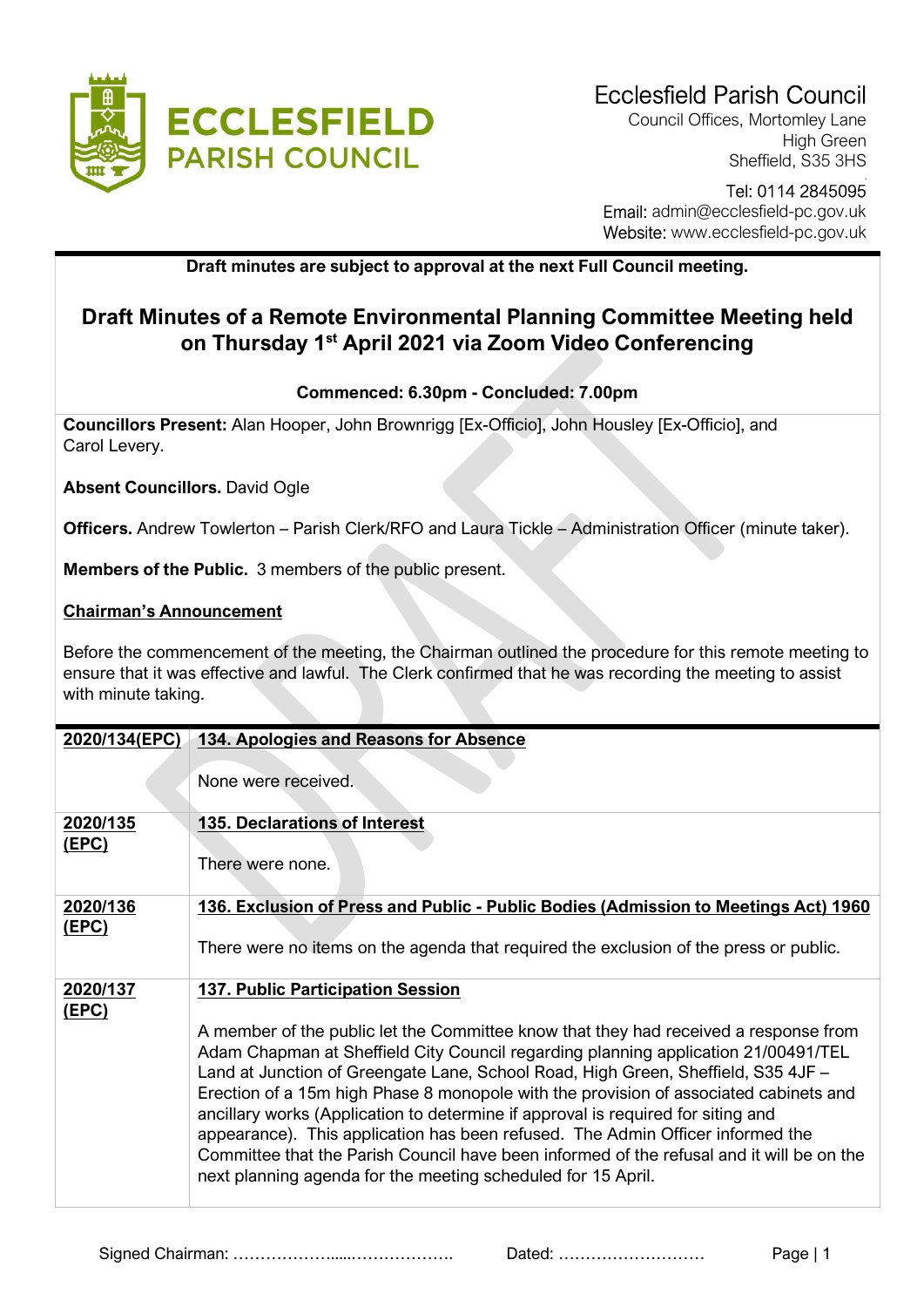**Ecclesfield Parish Council**
Council Offices, Mortomley Lane
High Green
Sheffield, S35 3HS

Tel: 0114 2845095
Email: admin@ecclesfield-pc.gov.uk
Website: www.ecclesfield-pc.gov.uk

**Draft minutes are subject to approval at the next Full Council meeting.**

# Draft Minutes of a Remote Environmental Planning Committee Meeting held on Thursday 1st April 2021 via Zoom Video Conferencing

**Commenced: 6.30pm - Concluded: 7.00pm**

**Councillors Present:** Alan Hooper, John Brownrigg [Ex-Officio], John Housley [Ex-Officio], and Carol Levery.

**Absent Councillors.** David Ogle

**Officers.** Andrew Towlerton – Parish Clerk/RFO and Laura Tickle – Administration Officer (minute taker).

**Members of the Public.** 3 members of the public present.

**Chairman's Announcement**

Before the commencement of the meeting, the Chairman outlined the procedure for this remote meeting to ensure that it was effective and lawful. The Clerk confirmed that he was recording the meeting to assist with minute taking.

| | |
|---|---|
| **2020/134(EPC)** | **134. Apologies and Reasons for Absence**<br><br>None were received. |
| **2020/135 (EPC)** | **135. Declarations of Interest**<br><br>There were none. |
| **2020/136 (EPC)** | **136. Exclusion of Press and Public - Public Bodies (Admission to Meetings Act) 1960**<br><br>There were no items on the agenda that required the exclusion of the press or public. |
| **2020/137 (EPC)** | **137. Public Participation Session**<br><br>A member of the public let the Committee know that they had received a response from Adam Chapman at Sheffield City Council regarding planning application 21/00491/TEL Land at Junction of Greengate Lane, School Road, High Green, Sheffield, S35 4JF – Erection of a 15m high Phase 8 monopole with the provision of associated cabinets and ancillary works (Application to determine if approval is required for siting and appearance). This application has been refused. The Admin Officer informed the Committee that the Parish Council have been informed of the refusal and it will be on the next planning agenda for the meeting scheduled for 15 April. |

Signed Chairman: ……………….....………………. Dated: ………………………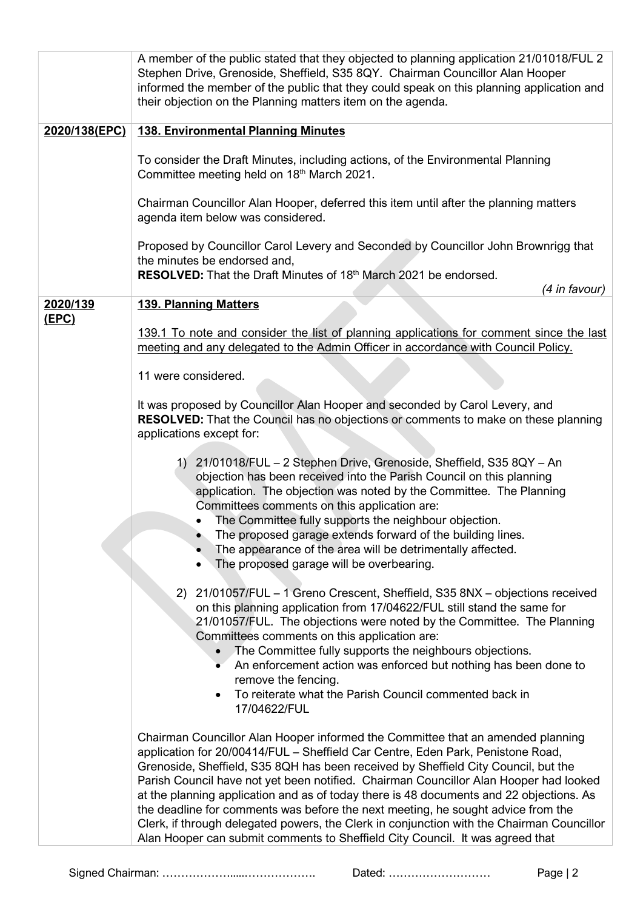| | |
|---|---|
| | A member of the public stated that they objected to planning application 21/01018/FUL 2 Stephen Drive, Grenoside, Sheffield, S35 8QY. Chairman Councillor Alan Hooper informed the member of the public that they could speak on this planning application and their objection on the Planning matters item on the agenda. |
| **2020/138(EPC)** | **138. Environmental Planning Minutes**<br><br>To consider the Draft Minutes, including actions, of the Environmental Planning Committee meeting held on 18th March 2021.<br><br>Chairman Councillor Alan Hooper, deferred this item until after the planning matters agenda item below was considered.<br><br>Proposed by Councillor Carol Levery and Seconded by Councillor John Brownrigg that the minutes be endorsed and,<br>**RESOLVED:** That the Draft Minutes of 18th March 2021 be endorsed.<br>*(4 in favour)* |
| **2020/139 (EPC)** | **139. Planning Matters**<br><br>139.1 To note and consider the list of planning applications for comment since the last meeting and any delegated to the Admin Officer in accordance with Council Policy.<br><br>11 were considered.<br><br>It was proposed by Councillor Alan Hooper and seconded by Carol Levery, and **RESOLVED:** That the Council has no objections or comments to make on these planning applications except for:<br><br>1) 21/01018/FUL – 2 Stephen Drive, Grenoside, Sheffield, S35 8QY – An objection has been received into the Parish Council on this planning application. The objection was noted by the Committee. The Planning Committees comments on this application are:<br>• The Committee fully supports the neighbour objection.<br>• The proposed garage extends forward of the building lines.<br>• The appearance of the area will be detrimentally affected.<br>• The proposed garage will be overbearing.<br><br>2) 21/01057/FUL – 1 Greno Crescent, Sheffield, S35 8NX – objections received on this planning application from 17/04622/FUL still stand the same for 21/01057/FUL. The objections were noted by the Committee. The Planning Committees comments on this application are:<br>• The Committee fully supports the neighbours objections.<br>• An enforcement action was enforced but nothing has been done to remove the fencing.<br>• To reiterate what the Parish Council commented back in 17/04622/FUL<br><br>Chairman Councillor Alan Hooper informed the Committee that an amended planning application for 20/00414/FUL – Sheffield Car Centre, Eden Park, Penistone Road, Grenoside, Sheffield, S35 8QH has been received by Sheffield City Council, but the Parish Council have not yet been notified. Chairman Councillor Alan Hooper had looked at the planning application and as of today there is 48 documents and 22 objections. As the deadline for comments was before the next meeting, he sought advice from the Clerk, if through delegated powers, the Clerk in conjunction with the Chairman Councillor Alan Hooper can submit comments to Sheffield City Council. It was agreed that |

Signed Chairman: …………………....………………. Dated: ………………………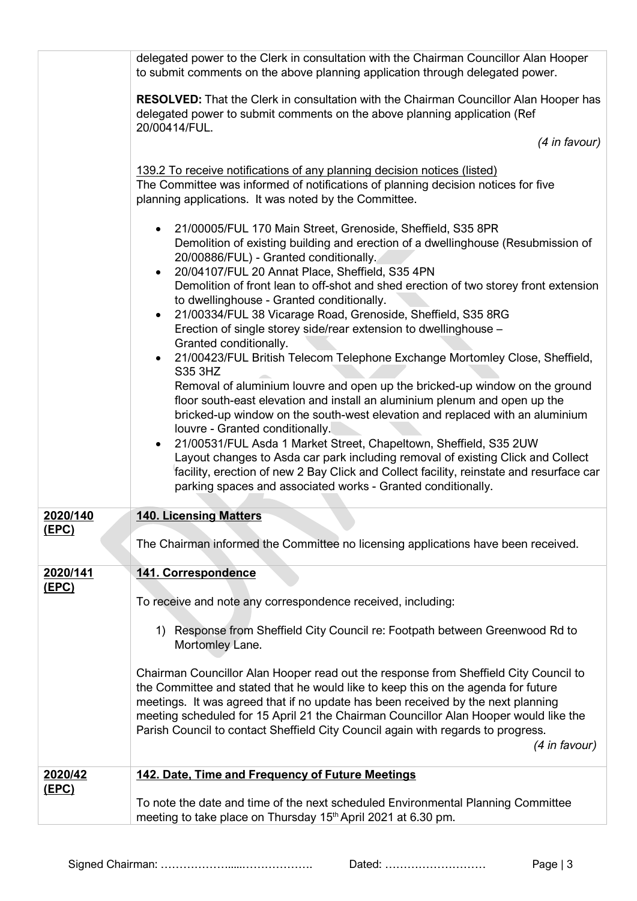| | |
|---|---|
| | delegated power to the Clerk in consultation with the Chairman Councillor Alan Hooper to submit comments on the above planning application through delegated power.<br><br>**RESOLVED:** That the Clerk in consultation with the Chairman Councillor Alan Hooper has delegated power to submit comments on the above planning application (Ref 20/00414/FUL.<br><br>*(4 in favour)*<br><br><u>139.2 To receive notifications of any planning decision notices (listed)</u><br>The Committee was informed of notifications of planning decision notices for five planning applications. It was noted by the Committee.<br><br>• 21/00005/FUL 170 Main Street, Grenoside, Sheffield, S35 8PR Demolition of existing building and erection of a dwellinghouse (Resubmission of 20/00886/FUL) - Granted conditionally.<br>• 20/04107/FUL 20 Annat Place, Sheffield, S35 4PN Demolition of front lean to off-shot and shed erection of two storey front extension to dwellinghouse - Granted conditionally.<br>• 21/00334/FUL 38 Vicarage Road, Grenoside, Sheffield, S35 8RG Erection of single storey side/rear extension to dwellinghouse – Granted conditionally.<br>• 21/00423/FUL British Telecom Telephone Exchange Mortomley Close, Sheffield, S35 3HZ Removal of aluminium louvre and open up the bricked-up window on the ground floor south-east elevation and install an aluminium plenum and open up the bricked-up window on the south-west elevation and replaced with an aluminium louvre - Granted conditionally.<br>• 21/00531/FUL Asda 1 Market Street, Chapeltown, Sheffield, S35 2UW Layout changes to Asda car park including removal of existing Click and Collect facility, erection of new 2 Bay Click and Collect facility, reinstate and resurface car parking spaces and associated works - Granted conditionally. |
| **<u>2020/140 (EPC)</u>** | **<u>140. Licensing Matters</u>**<br><br>The Chairman informed the Committee no licensing applications have been received. |
| **<u>2020/141 (EPC)</u>** | **<u>141. Correspondence</u>**<br><br>To receive and note any correspondence received, including:<br><br>1) Response from Sheffield City Council re: Footpath between Greenwood Rd to Mortomley Lane.<br><br>Chairman Councillor Alan Hooper read out the response from Sheffield City Council to the Committee and stated that he would like to keep this on the agenda for future meetings. It was agreed that if no update has been received by the next planning meeting scheduled for 15 April 21 the Chairman Councillor Alan Hooper would like the Parish Council to contact Sheffield City Council again with regards to progress.<br><br>*(4 in favour)* |
| **<u>2020/42 (EPC)</u>** | **<u>142. Date, Time and Frequency of Future Meetings</u>**<br><br>To note the date and time of the next scheduled Environmental Planning Committee meeting to take place on Thursday 15th April 2021 at 6.30 pm. |

Signed Chairman: ………………....………………. Dated: ………………………